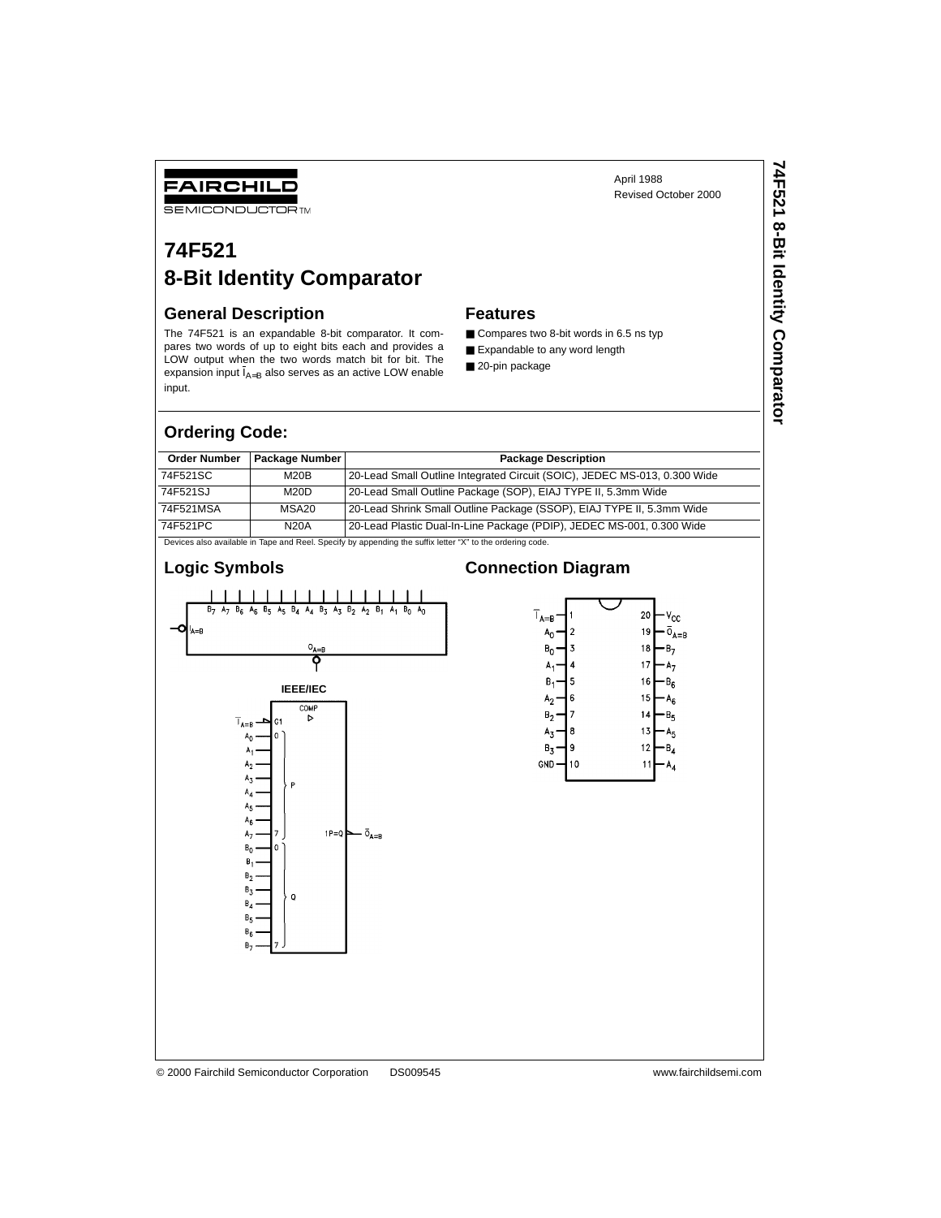FAIRCHILD

SEMICONDUCTOR™

April 1988
Revised October 2000

# 74F521
# 8-Bit Identity Comparator

## General Description

The 74F521 is an expandable 8-bit comparator. It compares two words of up to eight bits each and provides a LOW output when the two words match bit for bit. The expansion input $\overline{I}_{A=B}$ also serves as an active LOW enable input.

## Features

- Compares two 8-bit words in 6.5 ns typ
- Expandable to any word length
- 20-pin package

## Ordering Code:

| Order Number | Package Number | Package Description |
|---|---|---|
| 74F521SC | M20B | 20-Lead Small Outline Integrated Circuit (SOIC), JEDEC MS-013, 0.300 Wide |
| 74F521SJ | M20D | 20-Lead Small Outline Package (SOP), EIAJ TYPE II, 5.3mm Wide |
| 74F521MSA | MSA20 | 20-Lead Shrink Small Outline Package (SSOP), EIAJ TYPE II, 5.3mm Wide |
| 74F521PC | N20A | 20-Lead Plastic Dual-In-Line Package (PDIP), JEDEC MS-001, 0.300 Wide |

Devices also available in Tape and Reel. Specify by appending the suffix letter "X" to the ordering code.

## Logic Symbols

IEEE/IEC

## Connection Diagram

| Pin | Name | Pin | Name |
|---|---|---|---|
| 1 | $\overline{I}_{A=B}$ | 20 | $V_{CC}$ |
| 2 | $A_0$ | 19 | $\overline{O}_{A=B}$ |
| 3 | $B_0$ | 18 | $B_7$ |
| 4 | $A_1$ | 17 | $A_7$ |
| 5 | $B_1$ | 16 | $B_6$ |
| 6 | $A_2$ | 15 | $A_6$ |
| 7 | $B_2$ | 14 | $B_5$ |
| 8 | $A_3$ | 13 | $A_5$ |
| 9 | $B_3$ | 12 | $B_4$ |
| 10 | GND | 11 | $A_4$ |

© 2000 Fairchild Semiconductor Corporation DS009545 www.fairchildsemi.com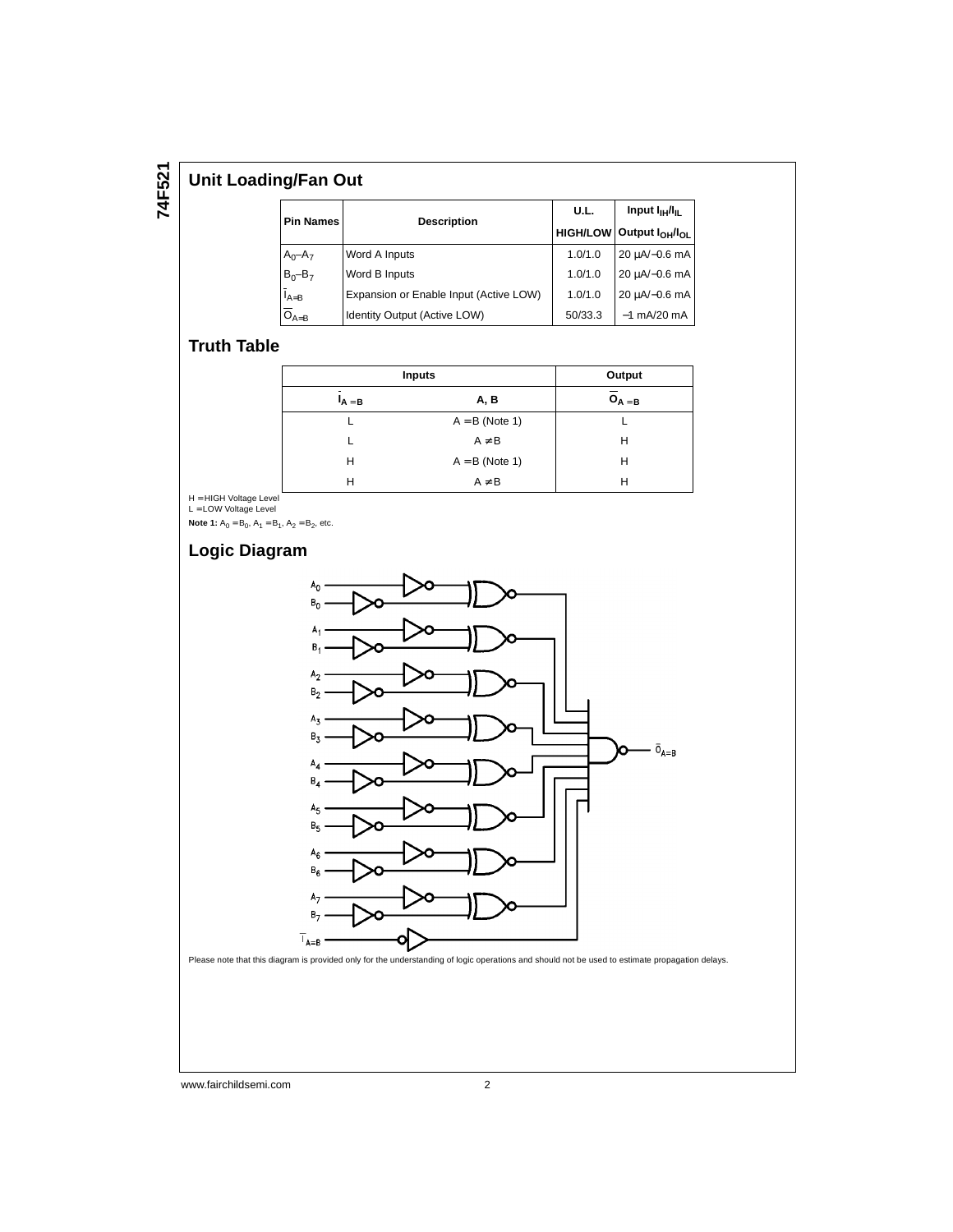## Unit Loading/Fan Out

| Pin Names | Description | U.L. HIGH/LOW | Input $I_{IH}/I_{IL}$ Output $I_{OH}/I_{OL}$ |
|---|---|---|---|
| $A_0$–$A_7$ | Word A Inputs | 1.0/1.0 | 20 μA/−0.6 mA |
| $B_0$–$B_7$ | Word B Inputs | 1.0/1.0 | 20 μA/−0.6 mA |
| $\overline{I}_{A=B}$ | Expansion or Enable Input (Active LOW) | 1.0/1.0 | 20 μA/−0.6 mA |
| $\overline{O}_{A=B}$ | Identity Output (Active LOW) | 50/33.3 | −1 mA/20 mA |

## Truth Table

| Inputs | | Output |
|---|---|---|
| $\overline{I}_{A=B}$ | A, B | $\overline{O}_{A=B}$ |
| L | A = B (Note 1) | L |
| L | A ≠ B | H |
| H | A = B (Note 1) | H |
| H | A ≠ B | H |

H = HIGH Voltage Level
L = LOW Voltage Level

**Note 1:** $A_0 = B_0$, $A_1 = B_1$, $A_2 = B_2$, etc.

## Logic Diagram

Please note that this diagram is provided only for the understanding of logic operations and should not be used to estimate propagation delays.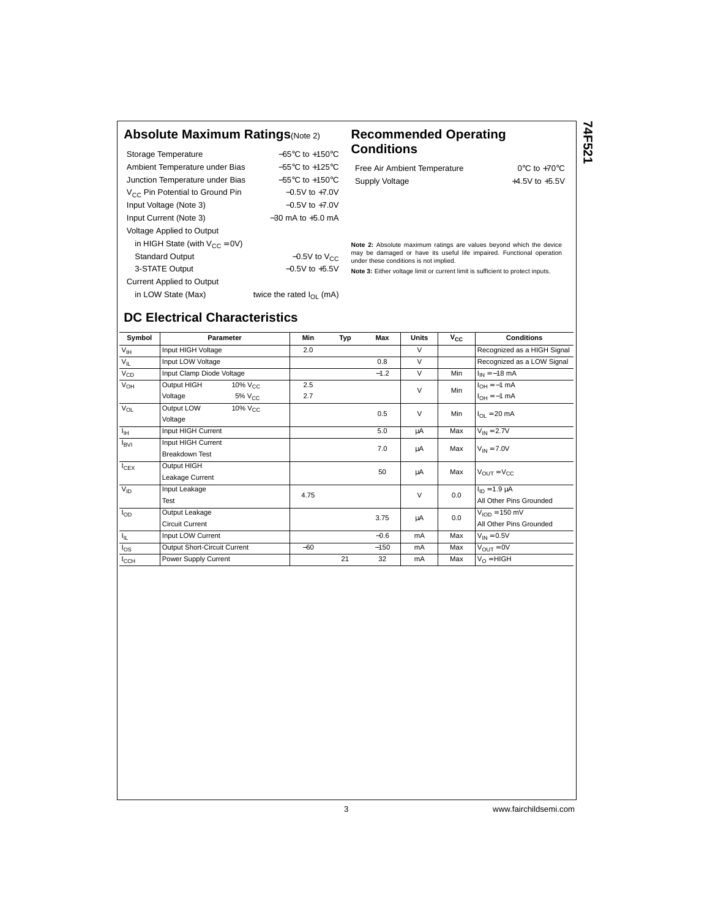## Absolute Maximum Ratings (Note 2)

| | |
|---|---|
| Storage Temperature | −65°C to +150°C |
| Ambient Temperature under Bias | −55°C to +125°C |
| Junction Temperature under Bias | −55°C to +150°C |
| $V_{CC}$ Pin Potential to Ground Pin | −0.5V to +7.0V |
| Input Voltage (Note 3) | −0.5V to +7.0V |
| Input Current (Note 3) | −30 mA to +5.0 mA |
| Voltage Applied to Output | |
| in HIGH State (with $V_{CC}$ = 0V) | |
| Standard Output | −0.5V to $V_{CC}$ |
| 3-STATE Output | −0.5V to +5.5V |
| Current Applied to Output | |
| in LOW State (Max) | twice the rated $I_{OL}$ (mA) |

## Recommended Operating Conditions

| | |
|---|---|
| Free Air Ambient Temperature | 0°C to +70°C |
| Supply Voltage | +4.5V to +5.5V |

**Note 2:** Absolute maximum ratings are values beyond which the device may be damaged or have its useful life impaired. Functional operation under these conditions is not implied.

**Note 3:** Either voltage limit or current limit is sufficient to protect inputs.

## DC Electrical Characteristics

| Symbol | Parameter | | Min | Typ | Max | Units | $V_{CC}$ | Conditions |
|---|---|---|---|---|---|---|---|---|
| $V_{IH}$ | Input HIGH Voltage | | 2.0 | | | V | | Recognized as a HIGH Signal |
| $V_{IL}$ | Input LOW Voltage | | | | 0.8 | V | | Recognized as a LOW Signal |
| $V_{CD}$ | Input Clamp Diode Voltage | | | | −1.2 | V | Min | $I_{IN}$ = −18 mA |
| $V_{OH}$ | Output HIGH Voltage | 10% $V_{CC}$ | 2.5 | | | V | Min | $I_{OH}$ = −1 mA |
| | | 5% $V_{CC}$ | 2.7 | | | | | $I_{OH}$ = −1 mA |
| $V_{OL}$ | Output LOW Voltage | 10% $V_{CC}$ | | | 0.5 | V | Min | $I_{OL}$ = 20 mA |
| $I_{IH}$ | Input HIGH Current | | | | 5.0 | µA | Max | $V_{IN}$ = 2.7V |
| $I_{BVI}$ | Input HIGH Current Breakdown Test | | | | 7.0 | µA | Max | $V_{IN}$ = 7.0V |
| $I_{CEX}$ | Output HIGH Leakage Current | | | | 50 | µA | Max | $V_{OUT}$ = $V_{CC}$ |
| $V_{ID}$ | Input Leakage Test | | 4.75 | | | V | 0.0 | $I_{ID}$ = 1.9 µA, All Other Pins Grounded |
| $I_{OD}$ | Output Leakage Circuit Current | | | | 3.75 | µA | 0.0 | $V_{IOD}$ = 150 mV, All Other Pins Grounded |
| $I_{IL}$ | Input LOW Current | | | | −0.6 | mA | Max | $V_{IN}$ = 0.5V |
| $I_{OS}$ | Output Short-Circuit Current | | −60 | | −150 | mA | Max | $V_{OUT}$ = 0V |
| $I_{CCH}$ | Power Supply Current | | | 21 | 32 | mA | Max | $V_O$ = HIGH |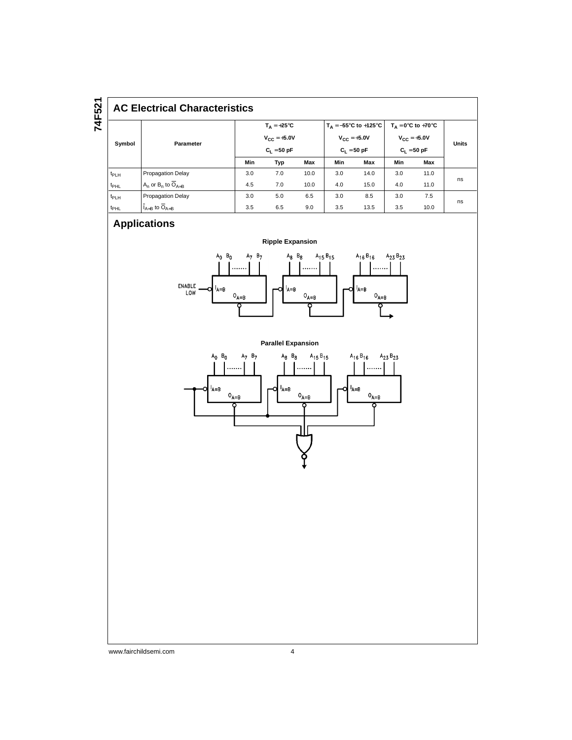## AC Electrical Characteristics

| Symbol | Parameter | $T_A = +25°C$, $V_{CC} = +5.0V$, $C_L = 50$ pF | | | $T_A = -55°C$ to $+125°C$, $V_{CC} = +5.0V$, $C_L = 50$ pF | | $T_A = 0°C$ to $+70°C$, $V_{CC} = +5.0V$, $C_L = 50$ pF | | Units |
|---|---|---|---|---|---|---|---|---|---|
| | | Min | Typ | Max | Min | Max | Min | Max | |
| $t_{PLH}$ | Propagation Delay | 3.0 | 7.0 | 10.0 | 3.0 | 14.0 | 3.0 | 11.0 | ns |
| $t_{PHL}$ | $A_n$ or $B_n$ to $\overline{O}_{A=B}$ | 4.5 | 7.0 | 10.0 | 4.0 | 15.0 | 4.0 | 11.0 | |
| $t_{PLH}$ | Propagation Delay | 3.0 | 5.0 | 6.5 | 3.0 | 8.5 | 3.0 | 7.5 | ns |
| $t_{PHL}$ | $\overline{I}_{A=B}$ to $\overline{O}_{A=B}$ | 3.5 | 6.5 | 9.0 | 3.5 | 13.5 | 3.5 | 10.0 | |

## Applications

**Ripple Expansion**

A0 B0 A7 B7 A8 B8 A15 B15 A16 B16 A23 B23

ENABLE LOW

IA=B OA=B

**Parallel Expansion**

A0 B0 A7 B7 A8 B8 A15 B15 A16 B16 A23 B23

IA=B OA=B